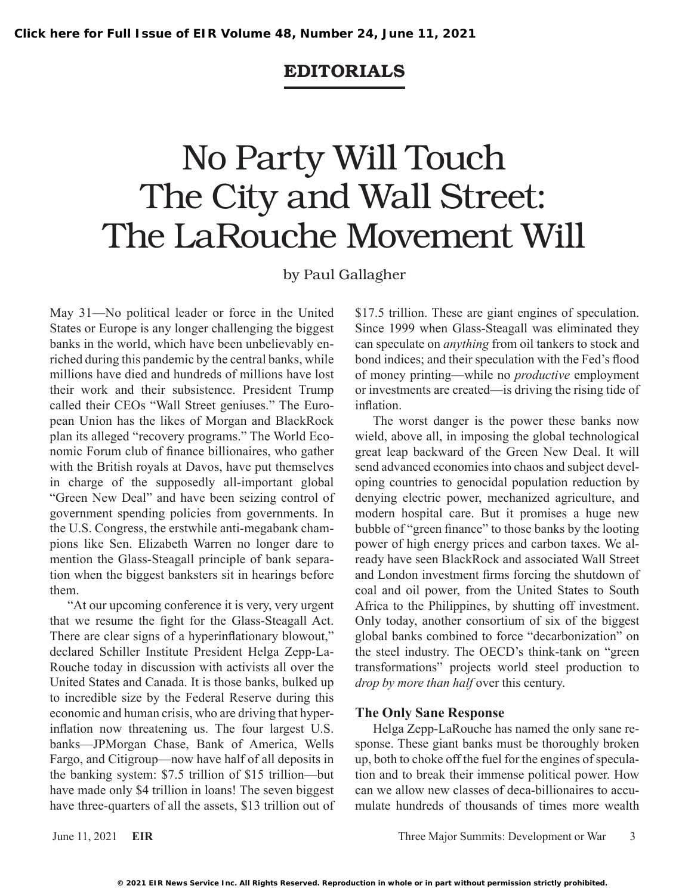EDITORIALS

# No Party Will Touch The City and Wall Street: The LaRouche Movement Will

by Paul Gallagher

May 31—No political leader or force in the United States or Europe is any longer challenging the biggest banks in the world, which have been unbelievably enriched during this pandemic by the central banks, while millions have died and hundreds of millions have lost their work and their subsistence. President Trump called their CEOs "Wall Street geniuses." The European Union has the likes of Morgan and BlackRock plan its alleged "recovery programs." The World Economic Forum club of finance billionaires, who gather with the British royals at Davos, have put themselves in charge of the supposedly all-important global "Green New Deal" and have been seizing control of government spending policies from governments. In the U.S. Congress, the erstwhile anti-megabank champions like Sen. Elizabeth Warren no longer dare to mention the Glass-Steagall principle of bank separation when the biggest banksters sit in hearings before them.

"At our upcoming conference it is very, very urgent that we resume the fight for the Glass-Steagall Act. There are clear signs of a hyperinflationary blowout," declared Schiller Institute President Helga Zepp-LaRouche today in discussion with activists all over the United States and Canada. It is those banks, bulked up to incredible size by the Federal Reserve during this economic and human crisis, who are driving that hyperinflation now threatening us. The four largest U.S. banks—JPMorgan Chase, Bank of America, Wells Fargo, and Citigroup—now have half of all deposits in the banking system: $7.5 trillion of $15 trillion—but have made only $4 trillion in loans! The seven biggest have three-quarters of all the assets, $13 trillion out of $17.5 trillion. These are giant engines of speculation. Since 1999 when Glass-Steagall was eliminated they can speculate on *anything* from oil tankers to stock and bond indices; and their speculation with the Fed's flood of money printing—while no *productive* employment or investments are created—is driving the rising tide of inflation.

The worst danger is the power these banks now wield, above all, in imposing the global technological great leap backward of the Green New Deal. It will send advanced economies into chaos and subject developing countries to genocidal population reduction by denying electric power, mechanized agriculture, and modern hospital care. But it promises a huge new bubble of "green finance" to those banks by the looting power of high energy prices and carbon taxes. We already have seen BlackRock and associated Wall Street and London investment firms forcing the shutdown of coal and oil power, from the United States to South Africa to the Philippines, by shutting off investment. Only today, another consortium of six of the biggest global banks combined to force "decarbonization" on the steel industry. The OECD's think-tank on "green transformations" projects world steel production to *drop by more than half* over this century.

### The Only Sane Response

Helga Zepp-LaRouche has named the only sane response. These giant banks must be thoroughly broken up, both to choke off the fuel for the engines of speculation and to break their immense political power. How can we allow new classes of deca-billionaires to accumulate hundreds of thousands of times more wealth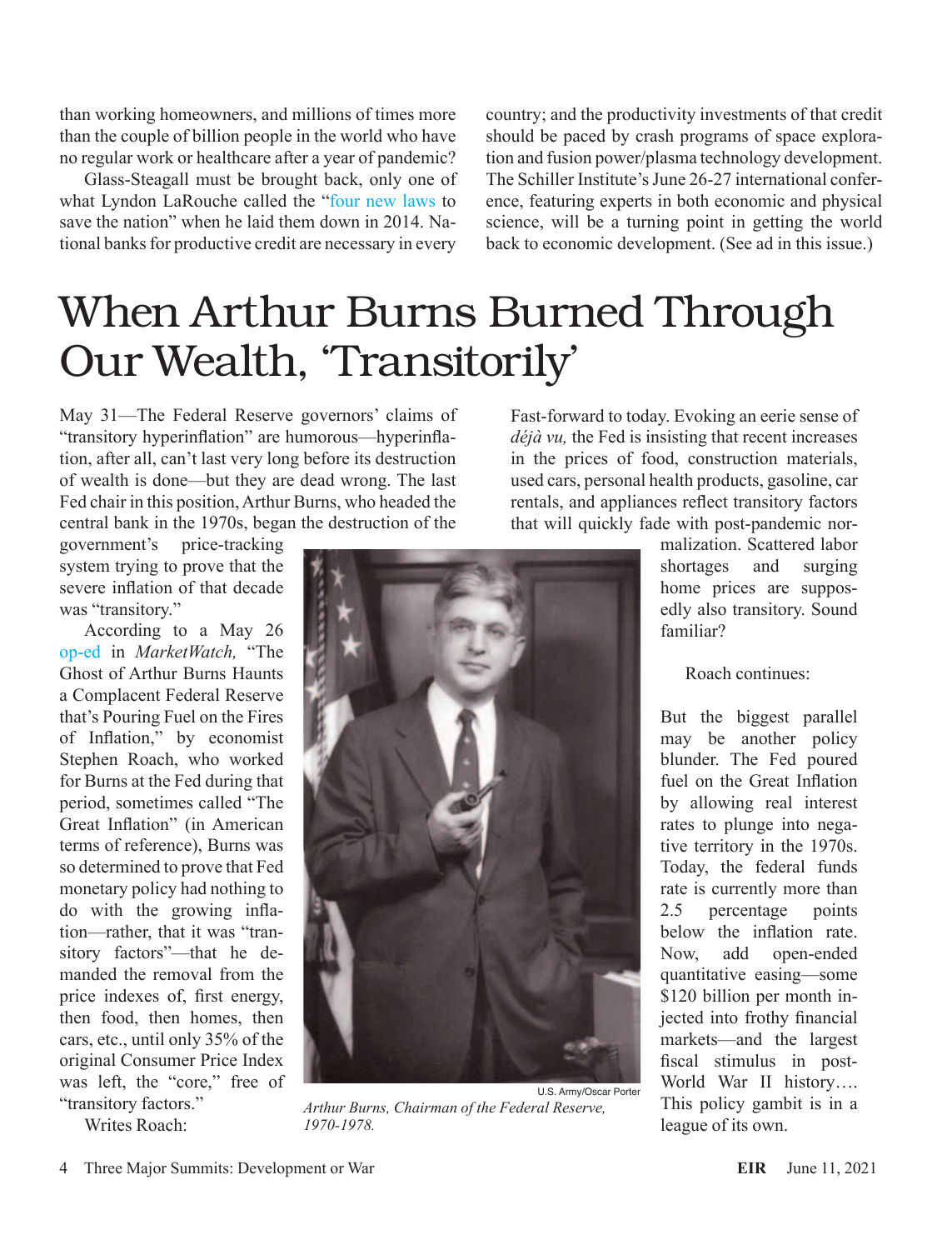than working homeowners, and millions of times more than the couple of billion people in the world who have no regular work or healthcare after a year of pandemic?

Glass-Steagall must be brought back, only one of what Lyndon LaRouche called the "four new laws to save the nation" when he laid them down in 2014. National banks for productive credit are necessary in every country; and the productivity investments of that credit should be paced by crash programs of space exploration and fusion power/plasma technology development. The Schiller Institute's June 26-27 international conference, featuring experts in both economic and physical science, will be a turning point in getting the world back to economic development. (See ad in this issue.)

# When Arthur Burns Burned Through Our Wealth, 'Transitorily'

May 31—The Federal Reserve governors' claims of "transitory hyperinflation" are humorous—hyperinflation, after all, can't last very long before its destruction of wealth is done—but they are dead wrong. The last Fed chair in this position, Arthur Burns, who headed the central bank in the 1970s, began the destruction of the government's price-tracking system trying to prove that the severe inflation of that decade was "transitory."

According to a May 26 op-ed in *MarketWatch,* "The Ghost of Arthur Burns Haunts a Complacent Federal Reserve that's Pouring Fuel on the Fires of Inflation," by economist Stephen Roach, who worked for Burns at the Fed during that period, sometimes called "The Great Inflation" (in American terms of reference), Burns was so determined to prove that Fed monetary policy had nothing to do with the growing inflation—rather, that it was "transitory factors"—that he demanded the removal from the price indexes of, first energy, then food, then homes, then cars, etc., until only 35% of the original Consumer Price Index was left, the "core," free of "transitory factors."

Writes Roach:

> Fast-forward to today. Evoking an eerie sense of *déjà vu,* the Fed is insisting that recent increases in the prices of food, construction materials, used cars, personal health products, gasoline, car rentals, and appliances reflect transitory factors that will quickly fade with post-pandemic normalization. Scattered labor shortages and surging home prices are supposedly also transitory. Sound familiar?

Roach continues:

> But the biggest parallel may be another policy blunder. The Fed poured fuel on the Great Inflation by allowing real interest rates to plunge into negative territory in the 1970s. Today, the federal funds rate is currently more than 2.5 percentage points below the inflation rate. Now, add open-ended quantitative easing—some \$120 billion per month injected into frothy financial markets—and the largest fiscal stimulus in post-World War II history.... This policy gambit is in a league of its own.

U.S. Army/Oscar Porter

*Arthur Burns, Chairman of the Federal Reserve, 1970-1978.*